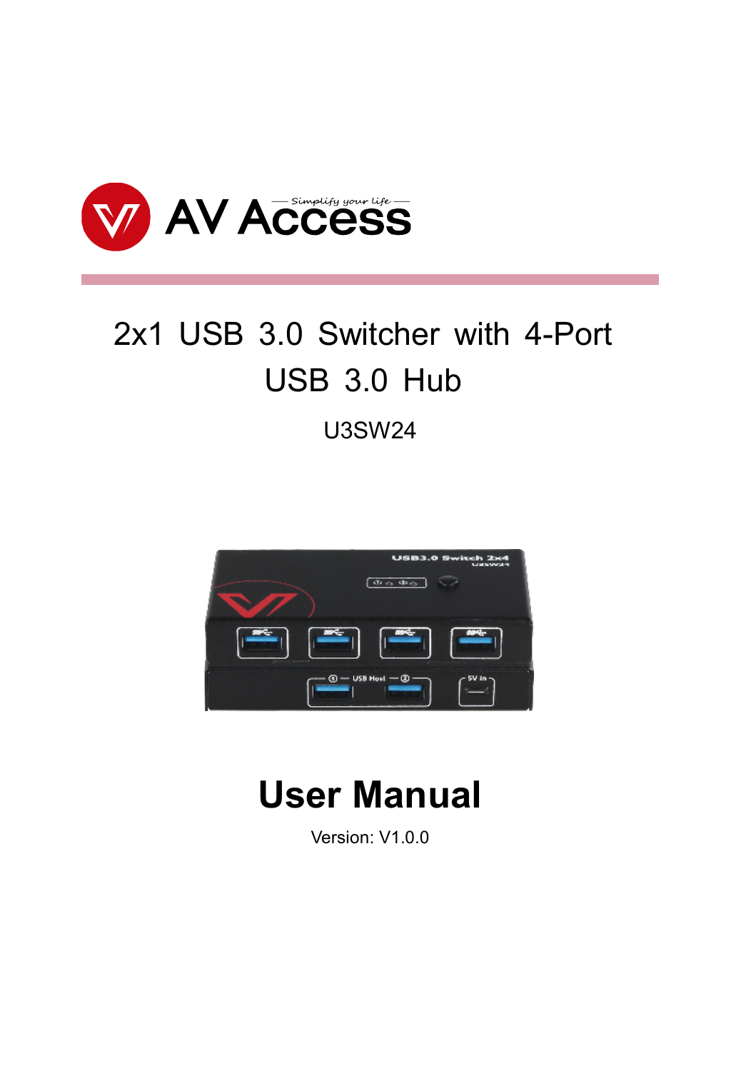# 2x1 USB 3.0 Switcher with 4-Port USB 3.0 Hub

U3SW24

# User Manual

Version: V1.0.0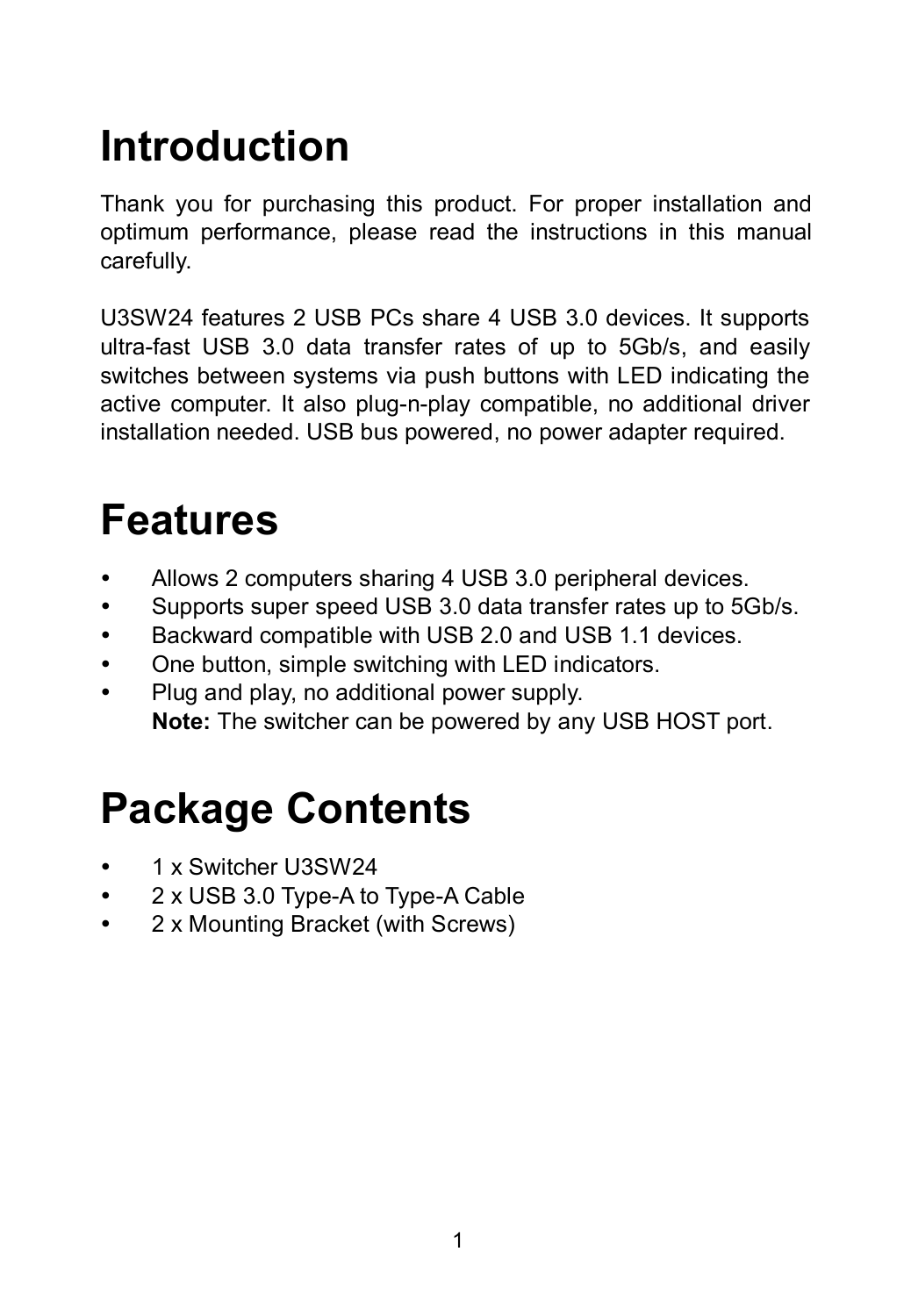# Introduction

Thank you for purchasing this product. For proper installation and optimum performance, please read the instructions in this manual carefully.

U3SW24 features 2 USB PCs share 4 USB 3.0 devices. It supports ultra-fast USB 3.0 data transfer rates of up to 5Gb/s, and easily switches between systems via push buttons with LED indicating the active computer. It also plug-n-play compatible, no additional driver installation needed. USB bus powered, no power adapter required.

# Features

- Allows 2 computers sharing 4 USB 3.0 peripheral devices.
- Supports super speed USB 3.0 data transfer rates up to 5Gb/s.
- Backward compatible with USB 2.0 and USB 1.1 devices.
- One button, simple switching with LED indicators.
- Plug and play, no additional power supply.
  **Note:** The switcher can be powered by any USB HOST port.

# Package Contents

- 1 x Switcher U3SW24
- 2 x USB 3.0 Type-A to Type-A Cable
- 2 x Mounting Bracket (with Screws)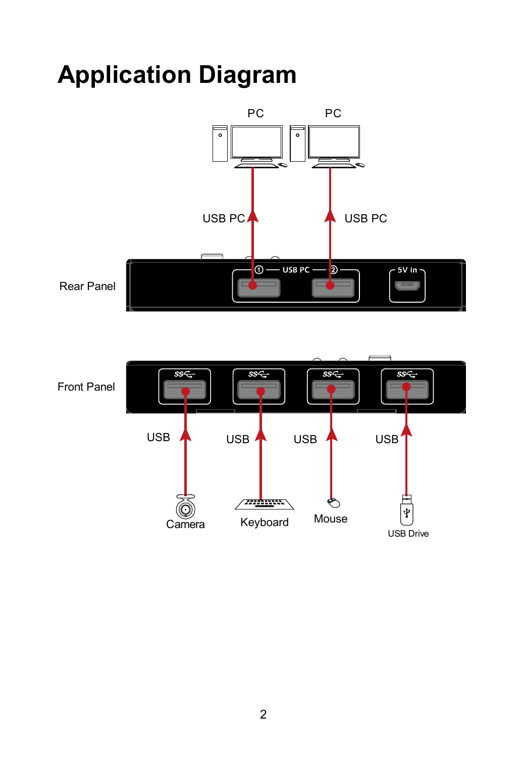# Application Diagram

PC PC

USB PC USB PC

Rear Panel

USB PC ① ② 5V In

Front Panel

USB USB USB USB

Camera Keyboard Mouse USB Drive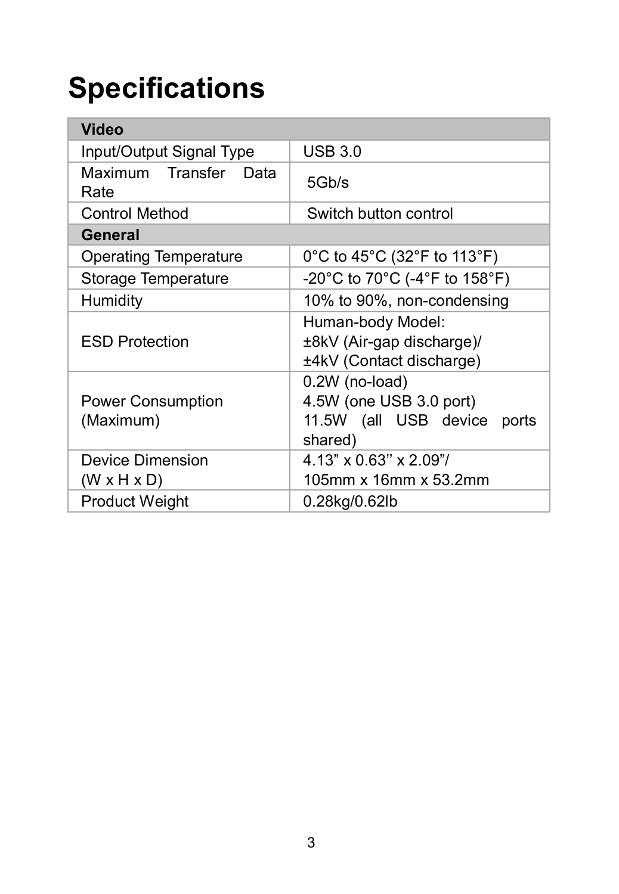# Specifications

| **Video** | |
|---|---|
| Input/Output Signal Type | USB 3.0 |
| Maximum Transfer Data Rate | 5Gb/s |
| Control Method | Switch button control |
| **General** | |
| Operating Temperature | 0°C to 45°C (32°F to 113°F) |
| Storage Temperature | -20°C to 70°C (-4°F to 158°F) |
| Humidity | 10% to 90%, non-condensing |
| ESD Protection | Human-body Model:<br>±8kV (Air-gap discharge)/<br>±4kV (Contact discharge) |
| Power Consumption (Maximum) | 0.2W (no-load)<br>4.5W (one USB 3.0 port)<br>11.5W (all USB device ports shared) |
| Device Dimension (W x H x D) | 4.13" x 0.63'' x 2.09"/<br>105mm x 16mm x 53.2mm |
| Product Weight | 0.28kg/0.62lb |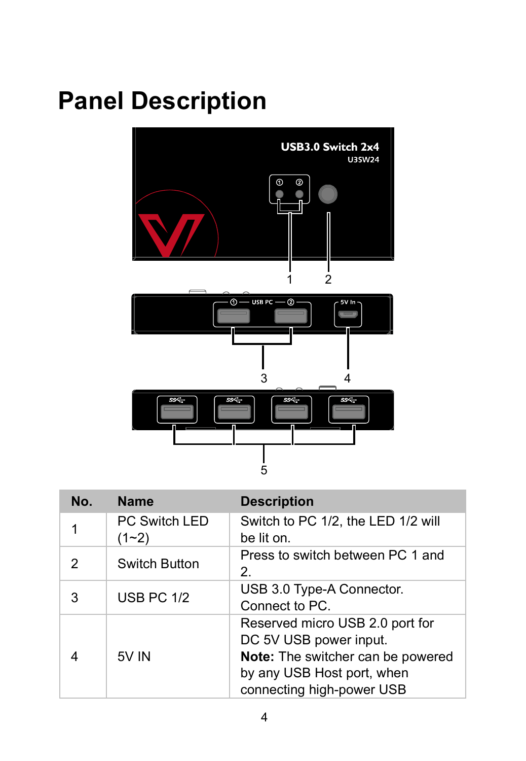# Panel Description

| No. | Name | Description |
|---|---|---|
| 1 | PC Switch LED (1~2) | Switch to PC 1/2, the LED 1/2 will be lit on. |
| 2 | Switch Button | Press to switch between PC 1 and 2. |
| 3 | USB PC 1/2 | USB 3.0 Type-A Connector. Connect to PC. |
| 4 | 5V IN | Reserved micro USB 2.0 port for DC 5V USB power input. **Note:** The switcher can be powered by any USB Host port, when connecting high-power USB |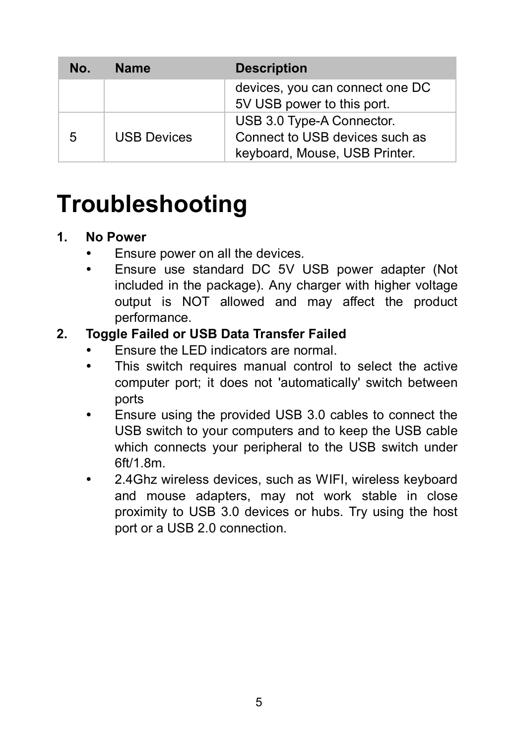| No. | Name | Description |
|---|---|---|
| | | devices, you can connect one DC 5V USB power to this port. |
| 5 | USB Devices | USB 3.0 Type-A Connector. Connect to USB devices such as keyboard, Mouse, USB Printer. |

# Troubleshooting

1. **No Power**
   - Ensure power on all the devices.
   - Ensure use standard DC 5V USB power adapter (Not included in the package). Any charger with higher voltage output is NOT allowed and may affect the product performance.
2. **Toggle Failed or USB Data Transfer Failed**
   - Ensure the LED indicators are normal.
   - This switch requires manual control to select the active computer port; it does not 'automatically' switch between ports
   - Ensure using the provided USB 3.0 cables to connect the USB switch to your computers and to keep the USB cable which connects your peripheral to the USB switch under 6ft/1.8m.
   - 2.4Ghz wireless devices, such as WIFI, wireless keyboard and mouse adapters, may not work stable in close proximity to USB 3.0 devices or hubs. Try using the host port or a USB 2.0 connection.